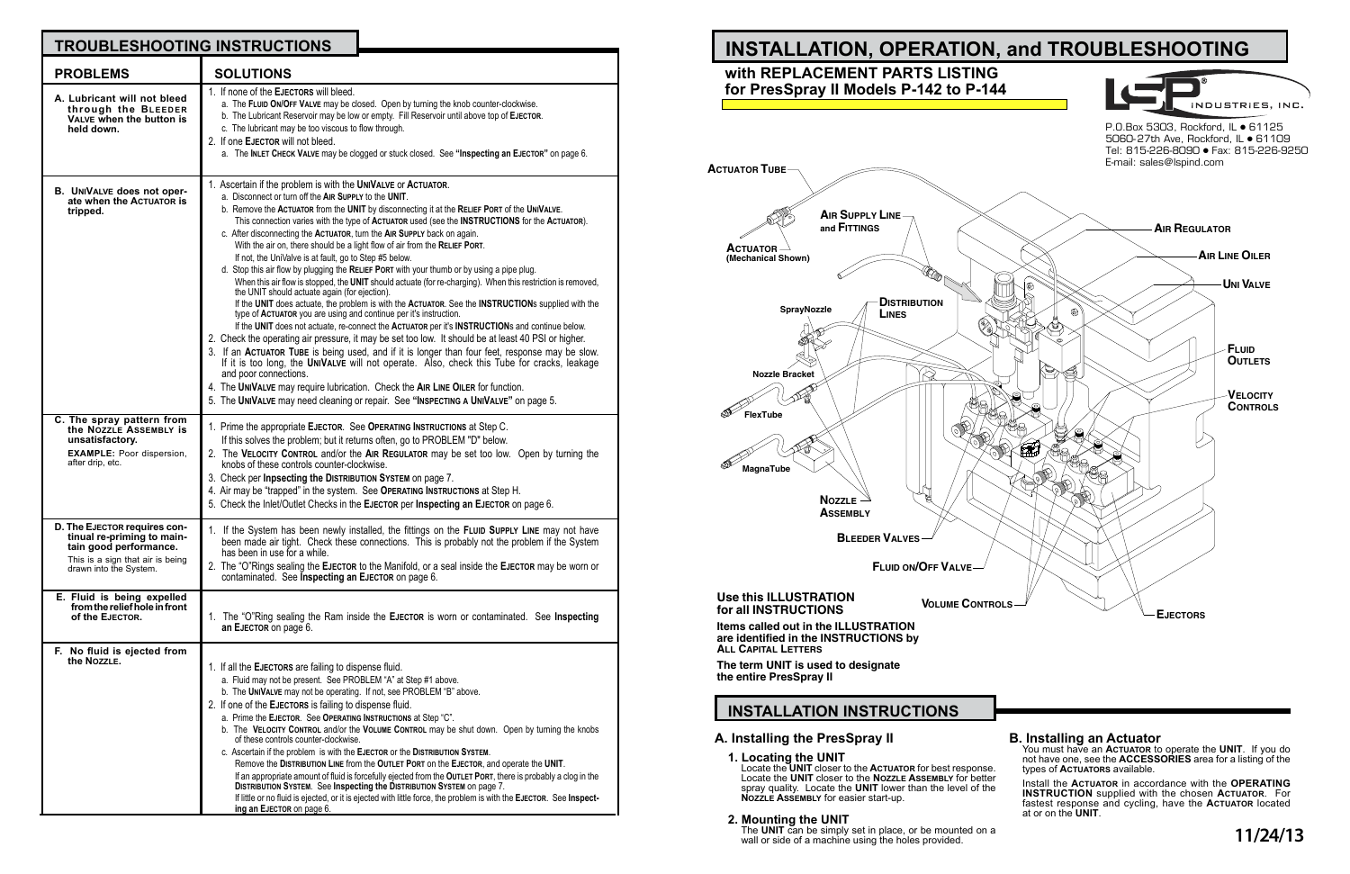## TROUBLESHOOTING INSTRUCTIONS

| PROBLEMS | SOLUTIONS |
|---|---|
| **A. Lubricant will not bleed through the BLEEDER VALVE when the button is held down.** | 1. If none of the EJECTORS will bleed.<br>a. The FLUID ON/OFF VALVE may be closed. Open by turning the knob counter-clockwise.<br>b. The Lubricant Reservoir may be low or empty. Fill Reservoir until above top of EJECTOR.<br>c. The lubricant may be too viscous to flow through.<br>2. If one EJECTOR will not bleed.<br>a. The INLET CHECK VALVE may be clogged or stuck closed. See **"Inspecting an EJECTOR"** on page 6. |
| **B. UNIVALVE does not operate when the ACTUATOR is tripped.** | 1. Ascertain if the problem is with the UNIVALVE or ACTUATOR.<br>a. Disconnect or turn off the AIR SUPPLY to the UNIT.<br>b. Remove the ACTUATOR from the UNIT by disconnecting it at the RELIEF PORT of the UNIVALVE. This connection varies with the type of ACTUATOR used (see the INSTRUCTIONS for the ACTUATOR).<br>c. After disconnecting the ACTUATOR, turn the AIR SUPPLY back on again. With the air on, there should be a light flow of air from the RELIEF PORT. If not, the UniValve is at fault, go to Step #5 below.<br>d. Stop this air flow by plugging the RELIEF PORT with your thumb or by using a pipe plug. When this air flow is stopped, the UNIT should actuate (for re-charging). When this restriction is removed, the UNIT should actuate again (for ejection). If the UNIT does actuate, the problem is with the ACTUATOR. See the INSTRUCTIONS supplied with the type of ACTUATOR you are using and continue per it's instruction. If the UNIT does not actuate, re-connect the ACTUATOR per it's INSTRUCTIONS and continue below.<br>2. Check the operating air pressure, it may be set too low. It should be at least 40 PSI or higher.<br>3. If an ACTUATOR TUBE is being used, and if it is longer than four feet, response may be slow. If it is too long, the UNIVALVE will not operate. Also, check this Tube for cracks, leakage and poor connections.<br>4. The UNIVALVE may require lubrication. Check the AIR LINE OILER for function.<br>5. The UNIVALVE may need cleaning or repair. See **"INSPECTING A UNIVALVE"** on page 5. |
| **C. The spray pattern from the NOZZLE ASSEMBLY is unsatisfactory.**<br>**EXAMPLE:** Poor dispersion, after drip, etc. | 1. Prime the appropriate EJECTOR. See OPERATING INSTRUCTIONS at Step C. If this solves the problem; but it returns often, go to PROBLEM "D" below.<br>2. The VELOCITY CONTROL and/or the AIR REGULATOR may be set too low. Open by turning the knobs of these controls counter-clockwise.<br>3. Check per **Inpsecting the DISTRIBUTION SYSTEM** on page 7.<br>4. Air may be "trapped" in the system. See OPERATING INSTRUCTIONS at Step H.<br>5. Check the Inlet/Outlet Checks in the EJECTOR per **Inspecting an EJECTOR** on page 6. |
| **D. The EJECTOR requires continual re-priming to maintain good performance.**<br>This is a sign that air is being drawn into the System. | 1. If the System has been newly installed, the fittings on the FLUID SUPPLY LINE may not have been made air tight. Check these connections. This is probably not the problem if the System has been in use for a while.<br>2. The "O"Rings sealing the EJECTOR to the Manifold, or a seal inside the EJECTOR may be worn or contaminated. See **Inspecting an EJECTOR** on page 6. |
| **E. Fluid is being expelled from the relief hole in front of the EJECTOR.** | 1. The "O"Ring sealing the Ram inside the EJECTOR is worn or contaminated. See **Inspecting an EJECTOR** on page 6. |
| **F. No fluid is ejected from the NOZZLE.** | 1. If all the EJECTORS are failing to dispense fluid.<br>a. Fluid may not be present. See PROBLEM "A" at Step #1 above.<br>b. The UNIVALVE may not be operating. If not, see PROBLEM "B" above.<br>2. If one of the EJECTORS is failing to dispense fluid.<br>a. Prime the EJECTOR. See OPERATING INSTRUCTIONS at Step "C".<br>b. The VELOCITY CONTROL and/or the VOLUME CONTROL may be shut down. Open by turning the knobs of these controls counter-clockwise.<br>c. Ascertain if the problem is with the EJECTOR or the DISTRIBUTION SYSTEM. Remove the DISTRIBUTION LINE from the OUTLET PORT on the EJECTOR, and operate the UNIT. If an appropriate amount of fluid is forcefully ejected from the OUTLET PORT, there is probably a clog in the DISTRIBUTION SYSTEM. See **Inspecting the DISTRIBUTION SYSTEM** on page 7. If little or no fluid is ejected, or it is ejected with little force, the problem is with the EJECTOR. See **Inspecting an EJECTOR** on page 6. |

# INSTALLATION, OPERATION, and TROUBLESHOOTING

## with REPLACEMENT PARTS LISTING for PresSpray II Models P-142 to P-144

LSP INDUSTRIES, INC.
P.O.Box 5303, Rockford, IL • 61125
5060-27th Ave, Rockford, IL • 61109
Tel: 815-226-8090 • Fax: 815-226-9250
E-mail: sales@lspind.com

ACTUATOR TUBE — AIR SUPPLY LINE and FITTINGS — AIR REGULATOR — ACTUATOR (Mechanical Shown) — AIR LINE OILER — UNI VALVE — SprayNozzle — DISTRIBUTION LINES — FLUID OUTLETS — Nozzle Bracket — VELOCITY CONTROLS — FlexTube — MagnaTube — NOZZLE ASSEMBLY — BLEEDER VALVES — FLUID ON/OFF VALVE — VOLUME CONTROLS — EJECTORS

**Use this ILLUSTRATION for all INSTRUCTIONS**

**Items called out in the ILLUSTRATION are identified in the INSTRUCTIONS by ALL CAPITAL LETTERS**

**The term UNIT is used to designate the entire PresSpray II**

## INSTALLATION INSTRUCTIONS

### A. Installing the PresSpray II

**1. Locating the UNIT**
Locate the **UNIT** closer to the **ACTUATOR** for best response. Locate the **UNIT** closer to the **NOZZLE ASSEMBLY** for better spray quality. Locate the **UNIT** lower than the level of the **NOZZLE ASSEMBLY** for easier start-up.

**2. Mounting the UNIT**
The **UNIT** can be simply set in place, or be mounted on a wall or side of a machine using the holes provided.

### B. Installing an Actuator

You must have an **ACTUATOR** to operate the **UNIT**. If you do not have one, see the **ACCESSORIES** area for a listing of the types of **ACTUATORS** available.

Install the **ACTUATOR** in accordance with the **OPERATING INSTRUCTION** supplied with the chosen **ACTUATOR**. For fastest response and cycling, have the **ACTUATOR** located at or on the **UNIT**.

**11/24/13**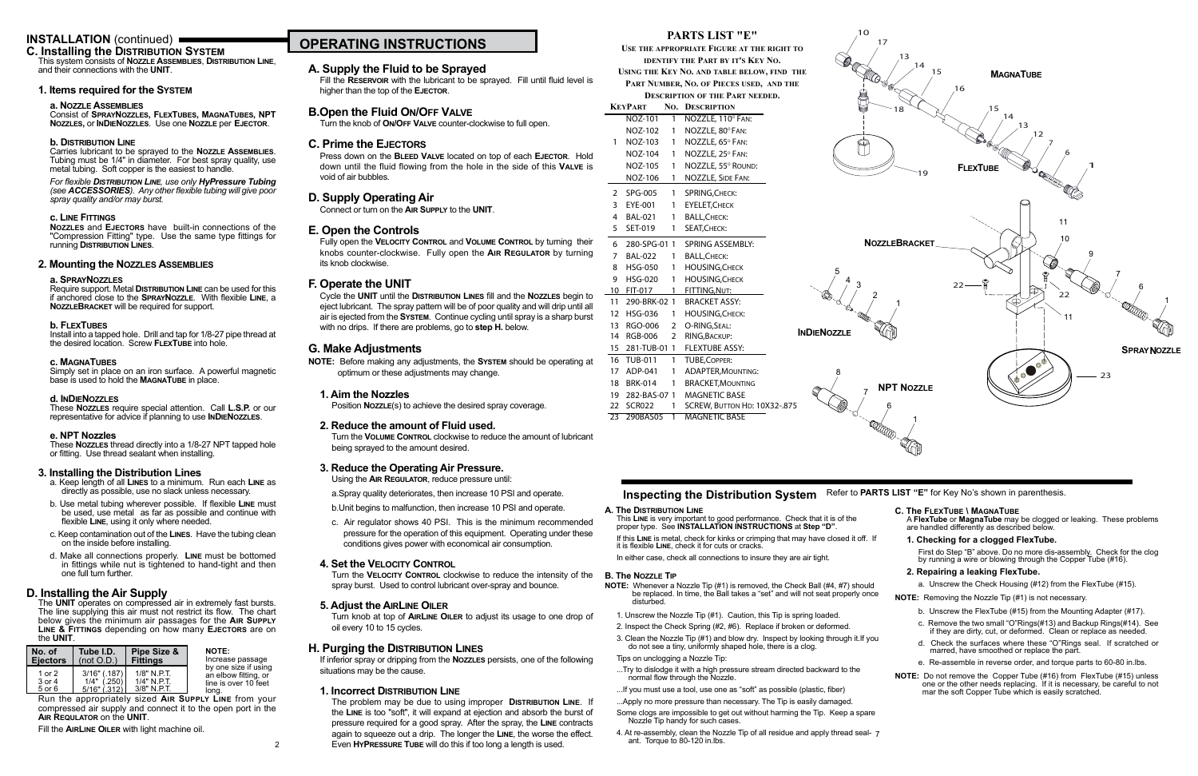## INSTALLATION (continued)

### C. Installing the Distribution System

This system consists of **Nozzle Assemblies**, **Distribution Line**, and their connections with the **UNIT**.

#### 1. Items required for the System

**a. Nozzle Assemblies**

Consist of **SprayNozzles, FlexTubes, MagnaTubes, NPT Nozzles,** or **InDieNozzles**. Use one **Nozzle** per **Ejector**.

**b. Distribution Line**

Carries lubricant to be sprayed to the **Nozzle Assemblies**. Tubing must be 1/4" in diameter. For best spray quality, use metal tubing. Soft copper is the easiest to handle.

*For flexible **Distribution Line**, use only **HyPressure Tubing** (see **ACCESSORIES**). Any other flexible tubing will give poor spray quality and/or may burst.*

**c. Line Fittings**

**Nozzles** and **Ejectors** have built-in connections of the "Compression Fitting" type. Use the same type fittings for running **Distribution Lines**.

#### 2. Mounting the Nozzles Assemblies

**a. SprayNozzles**

Require support. Metal **Distribution Line** can be used for this if anchored close to the **SprayNozzle**. With flexible **Line**, a **NozzleBracket** will be required for support.

**b. FlexTubes**

Install into a tapped hole. Drill and tap for 1/8-27 pipe thread at the desired location. Screw **FlexTube** into hole.

**c. MagnaTubes**

Simply set in place on an iron surface. A powerful magnetic base is used to hold the **MagnaTube** in place.

**d. InDieNozzles**

These **Nozzles** require special attention. Call **L.S.P.** or our representative for advice if planning to use **InDieNozzles**.

**e. NPT Nozzles**

These **Nozzles** thread directly into a 1/8-27 NPT tapped hole or fitting. Use thread sealant when installing.

#### 3. Installing the Distribution Lines

a. Keep length of all **Lines** to a minimum. Run each **Line** as directly as possible, use no slack unless necessary.

b. Use metal tubing wherever possible. If flexible **Line** must be used, use metal as far as possible and continue with flexible **Line**, using it only where needed.

c. Keep contamination out of the **Lines**. Have the tubing clean on the inside before installing.

d. Make all connections properly. **Line** must be bottomed in fittings while nut is tightened to hand-tight and then one full turn further.

### D. Installing the Air Supply

The **UNIT** operates on compressed air in extremely fast bursts. The line supplying this air must not restrict its flow. The chart below gives the minimum air passages for the **Air Supply Line & Fittings** depending on how many **Ejectors** are on the **UNIT**.

| No. of Ejectors | Tube I.D. (not O.D.) | Pipe Size & Fittings |
|---|---|---|
| 1 or 2 | 3/16" (.187) | 1/8" N.P.T. |
| 3 or 4 | 1/4" (.250) | 1/4" N.P.T. |
| 5 or 6 | 5/16" (.312) | 3/8" N.P.T. |

**NOTE:** Increase passage by one size if using an elbow fitting, or line is over 10 feet long.

Run the appropriately sized **Air Supply Line** from your compressed air supply and connect it to the open port in the **Air Regulator** on the **UNIT**.

Fill the **AirLine Oiler** with light machine oil.

## OPERATING INSTRUCTIONS

### A. Supply the Fluid to be Sprayed

Fill the **Reservoir** with the lubricant to be sprayed. Fill until fluid level is higher than the top of the **Ejector**.

### B.Open the Fluid On/Off Valve

Turn the knob of **On/Off Valve** counter-clockwise to full open.

### C. Prime the Ejectors

Press down on the **Bleed Valve** located on top of each **Ejector**. Hold down until the fluid flowing from the hole in the side of this **Valve** is void of air bubbles.

### D. Supply Operating Air

Connect or turn on the **Air Supply** to the **UNIT**.

### E. Open the Controls

Fully open the **Velocity Control** and **Volume Control** by turning their knobs counter-clockwise. Fully open the **Air Regulator** by turning its knob clockwise.

### F. Operate the UNIT

Cycle the **UNIT** until the **Distribution Lines** fill and the **Nozzles** begin to eject lubricant. The spray pattern will be of poor quality and will drip until all air is ejected from the **System**. Continue cycling until spray is a sharp burst with no drips. If there are problems, go to **step H.** below.

### G. Make Adjustments

**NOTE:** Before making any adjustments, the **System** should be operating at optimum or these adjustments may change.

#### 1. Aim the Nozzles

Position **Nozzle**(s) to achieve the desired spray coverage.

#### 2. Reduce the amount of Fluid used.

Turn the **Volume Control** clockwise to reduce the amount of lubricant being sprayed to the amount desired.

#### 3. Reduce the Operating Air Pressure.

Using the **Air Regulator**, reduce pressure until:

a.Spray quality deteriorates, then increase 10 PSI and operate.

b.Unit begins to malfunction, then increase 10 PSI and operate.

c. Air regulator shows 40 PSI. This is the minimum recommended pressure for the operation of this equipment. Operating under these conditions gives power with economical air consumption.

#### 4. Set the Velocity Control

Turn the **Velocity Control** clockwise to reduce the intensity of the spray burst. Used to control lubricant over-spray and bounce.

#### 5. Adjust the AirLine Oiler

Turn knob at top of **AirLine Oiler** to adjust its usage to one drop of oil every 10 to 15 cycles.

### H. Purging the Distribution Lines

If inferior spray or dripping from the **Nozzles** persists, one of the following situations may be the cause.

#### 1. Incorrect Distribution Line

The problem may be due to using improper **Distribution Line**. If the **Line** is too "soft", it will expand at ejection and absorb the burst of pressure required for a good spray. After the spray, the **Line** contracts again to squeeze out a drip. The longer the **Line**, the worse the effect. Even **HyPressure Tube** will do this if too long a length is used.

## PARTS LIST "E"

Use the appropriate Figure at the right to identify the Part by it's Key No. Using the Key No. and table below, find the Part Number, No. of Pieces used, and the Description of the Part needed.

| Key | Part | No. | Description |
|---|---|---|---|
| | NOZ-101 | 1 | NOZZLE, 110° FAN: |
| | NOZ-102 | 1 | NOZZLE, 80° FAN: |
| 1 | NOZ-103 | 1 | NOZZLE, 65° FAN: |
| | NOZ-104 | 1 | NOZZLE, 25° FAN: |
| | NOZ-105 | 1 | NOZZLE, 55° ROUND: |
| | NOZ-106 | 1 | NOZZLE, SIDE FAN: |
| 2 | SPG-005 | 1 | SPRING,CHECK: |
| 3 | EYE-001 | 1 | EYELET,CHECK |
| 4 | BAL-021 | 1 | BALL,CHECK: |
| 5 | SET-019 | 1 | SEAT,CHECK: |
| 6 | 280-SPG-01 | 1 | SPRING ASSEMBLY: |
| 7 | BAL-022 | 1 | BALL,CHECK: |
| 8 | HSG-050 | 1 | HOUSING,CHECK |
| 9 | HSG-020 | 1 | HOUSING,CHECK |
| 10 | FIT-017 | 1 | FITTING,NUT: |
| 11 | 290-BRK-02 | 1 | BRACKET ASSY: |
| 12 | HSG-036 | 1 | HOUSING,CHECK: |
| 13 | RGO-006 | 2 | O-RING,SEAL: |
| 14 | RGB-006 | 2 | RING,BACKUP: |
| 15 | 281-TUB-01 | 1 | FLEXTUBE ASSY: |
| 16 | TUB-011 | 1 | TUBE,COPPER: |
| 17 | ADP-041 | 1 | ADAPTER,MOUNTING: |
| 18 | BRK-014 | 1 | BRACKET,MOUNTING |
| 19 | 282-BAS-07 | 1 | MAGNETIC BASE |
| 22 | SCR022 | 1 | SCREW, BUTTON HD: 10X32-.875 |
| 23 | 290BAS05 | 1 | MAGNETIC BASE |

MagnaTube

FlexTube

NozzleBracket

SprayNozzle

InDieNozzle

NPT Nozzle

## Inspecting the Distribution System

Refer to **PARTS LIST "E"** for Key No's shown in parenthesis.

### A. The Distribution Line

This **Line** is very important to good performance. Check that it is of the proper type. See **INSTALLATION INSTRUCTIONS** at **Step "D"**.

If this **Line** is metal, check for kinks or crimping that may have closed it off. If it is flexible **Line**, check it for cuts or cracks.

In either case, check all connections to insure they are air tight.

### B. The Nozzle Tip

**NOTE:** Whenever a Nozzle Tip (#1) is removed, the Check Ball (#4, #7) should be replaced. In time, the Ball takes a "set" and will not seat properly once disturbed.

1. Unscrew the Nozzle Tip (#1). Caution, this Tip is spring loaded.
2. Inspect the Check Spring (#2, #6). Replace if broken or deformed.
3. Clean the Nozzle Tip (#1) and blow dry. Inspect by looking through it.If you do not see a tiny, uniformly shaped hole, there is a clog.

Tips on unclogging a Nozzle Tip:

...Try to dislodge it with a high pressure stream directed backward to the normal flow through the Nozzle.

...If you must use a tool, use one as "soft" as possible (plastic, fiber)

...Apply no more pressure than necessary. The Tip is easily damaged.

Some clogs are impossible to get out without harming the Tip. Keep a spare Nozzle Tip handy for such cases.

4. At re-assembly, clean the Nozzle Tip of all residue and apply thread sealant. Torque to 80-120 in.lbs.

### C. The FlexTube \ MagnaTube

A **FlexTube** or **MagnaTube** may be clogged or leaking. These problems are handled differently as described below.

#### 1. Checking for a clogged FlexTube.

First do Step "B" above. Do no more dis-assembly. Check for the clog by running a wire or blowing through the Copper Tube (#16).

#### 2. Repairing a leaking FlexTube.

a. Unscrew the Check Housing (#12) from the FlexTube (#15).

**NOTE:** Removing the Nozzle Tip (#1) is not necessary.

b. Unscrew the FlexTube (#15) from the Mounting Adapter (#17).

c. Remove the two small "O"Rings(#13) and Backup Rings(#14). See if they are dirty, cut, or deformed. Clean or replace as needed.

d. Check the surfaces where these "O"Rings seal. If scratched or marred, have smoothed or replace the part.

e. Re-assemble in reverse order, and torque parts to 60-80 in.lbs.

**NOTE:** Do not remove the Copper Tube (#16) from FlexTube (#15) unless one or the other needs replacing. If it is necessary, be careful to not mar the soft Copper Tube which is easily scratched.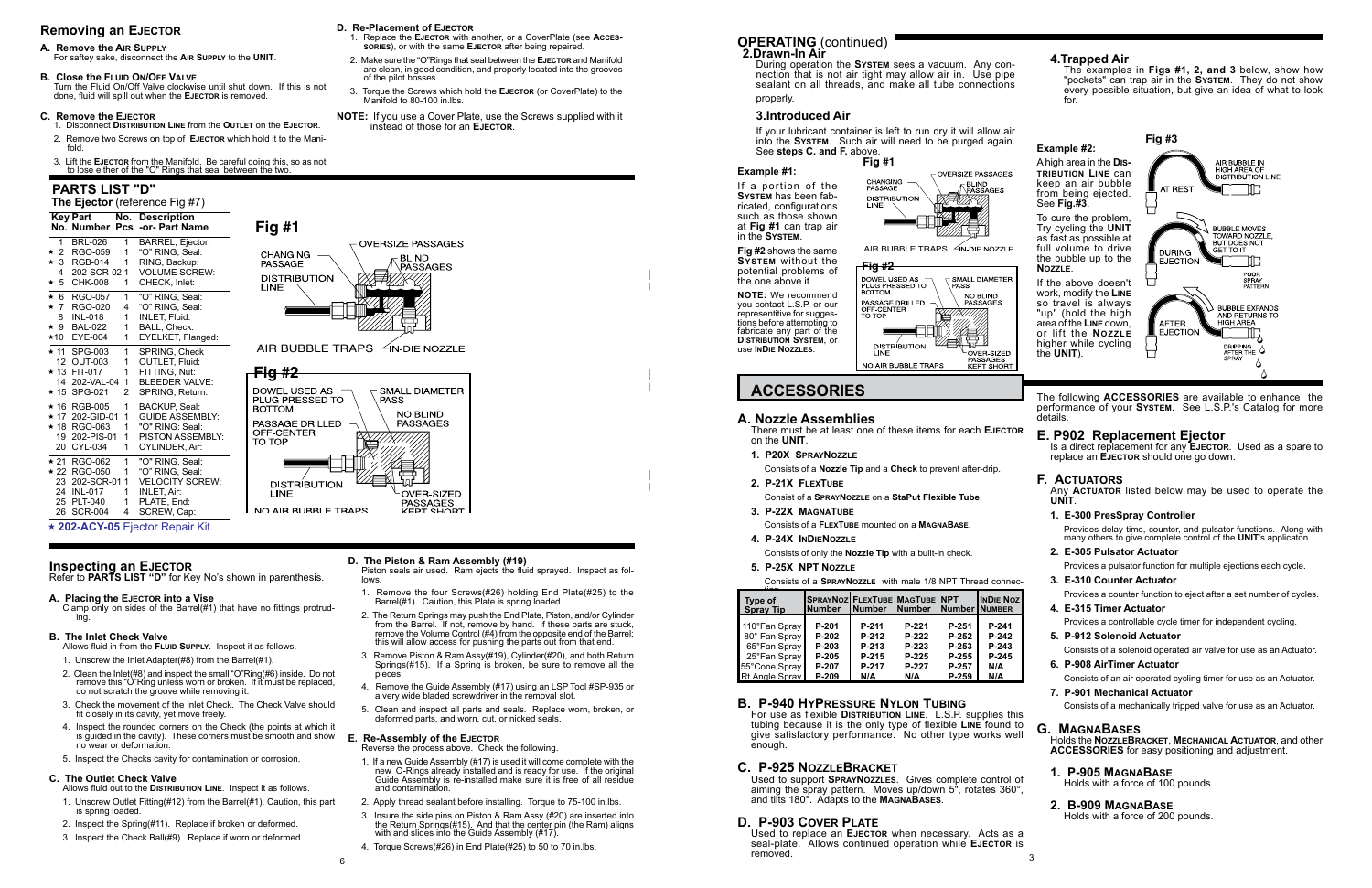## Removing an Ejector

**A. Remove the Air Supply**
For saftey sake, disconnect the **Air Supply** to the **Unit**.

**B. Close the Fluid On/Off Valve**
Turn the Fluid On/Off Valve clockwise unit shut down. If this is not done, fluid will spill out when the **Ejector** is removed.

**C. Remove the Ejector**
1. Disconnect **Distribution Line** from the **Outlet** on the **Ejector**.
2. Remove two Screws on top of **Ejector** which hold it to the Manifold.
3. Lift the **Ejector** from the Manifold. Be careful doing this, so as not to lose either of the "O" Rings that seal between the two.

**D. Re-Placement of Ejector**
1. Replace the **Ejector** with another, or a CoverPlate (see **Accessories**), or with the same **Ejector** after being repaired.
2. Make sure the "O"Rings that seal between the **Ejector** and Manifold are clean, in good condition, and properly located into the grooves of the pilot bosses.
3. Torque the Screws which hold the **Ejector** (or CoverPlate) to the Manifold to 80-100 in.lbs.

**NOTE:** If you use a Cover Plate, use the Screws supplied with it instead of those for an **Ejector**.

## PARTS LIST "D"

**The Ejector** (reference Fig #7)

| Key No. | Part Number | No. Pcs | Description -or- Part Name |
|---|---|---|---|
| 1 | BRL-026 | 1 | BARREL, Ejector: |
| ★ 2 | RGO-059 | 1 | "O" RING, Seal: |
| ★ 3 | RGB-014 | 1 | RING, Backup: |
| 4 | 202-SCR-02 | 1 | VOLUME SCREW: |
| ★ 5 | CHK-008 | 1 | CHECK, Inlet: |
| ★ 6 | RGO-057 | 1 | "O" RING, Seal: |
| ★ 7 | RGO-020 | 4 | "O" RING, Seal: |
| 8 | INL-018 | 1 | INLET, Fluid: |
| ★ 9 | BAL-022 | 1 | BALL, Check: |
| ★10 | EYE-004 | 1 | EYELKET, Flanged: |
| ★ 11 | SPG-003 | 1 | SPRING, Check |
| 12 | OUT-003 | 1 | OUTLET, Fluid: |
| ★ 13 | FIT-017 | 1 | FITTING, Nut: |
| 14 | 202-VAL-04 | 1 | BLEEDER VALVE: |
| ★ 15 | SPG-021 | 2 | SPRING, Return: |
| ★ 16 | RGB-005 | 1 | BACKUP, Seal: |
| ★ 17 | 202-GID-01 | 1 | GUIDE ASSEMBLY: |
| ★ 18 | RGO-063 | 1 | "O" RING: Seal: |
| 19 | 202-PIS-01 | 1 | PISTON ASSEMBLY: |
| 20 | CYL-034 | 1 | CYLINDER, Air: |
| ★ 21 | RGO-062 | 1 | "O" RING, Seal: |
| ★ 22 | RGO-050 | 1 | "O" RING, Seal: |
| 23 | 202-SCR-01 | 1 | VELOCITY SCREW: |
| 24 | INL-017 | 1 | INLET, Air: |
| 25 | PLT-040 | 1 | PLATE, End: |
| 26 | SCR-004 | 4 | SCREW, Cap: |

**★ 202-ACY-05** Ejector Repair Kit

**Fig #1**

CHANGING PASSAGE — OVERSIZE PASSAGES — BLIND PASSAGES — DISTRIBUTION LINE — AIR BUBBLE TRAPS — IN-DIE NOZZLE

**Fig #2**

DOWEL USED AS PLUG PRESSED TO BOTTOM — SMALL DIAMETER PASS — NO BLIND PASSAGES — PASSAGE DRILLED OFF-CENTER TO TOP — DISTRIBUTION LINE — OVER-SIZED PASSAGES KEPT SHORT — NO AIR BUBBLE TRAPS

## Inspecting an Ejector

Refer to **PARTS LIST "D"** for Key No's shown in parenthesis.

**A. Placing the Ejector into a Vise**
Clamp only on sides of the Barrel(#1) that have no fittings protruding.

**B. The Inlet Check Valve**
Allows fluid in from the **Fluid Supply**. Inspect it as follows.

1. Unscrew the Inlet Adapter(#8) from the Barrel(#1).
2. Clean the Inlet(#8) and inspect the small "O"Ring(#6) inside. Do not remove this "O"Ring unless worn or broken. If it must be replaced, do not scratch the groove while removing it.
3. Check the movement of the Inlet Check. The Check Valve should fit closely in its cavity, yet move freely.
4. Inspect the rounded corners on the Check (the points at which it is guided in the cavity). These corners must be smooth and show no wear or deformation.
5. Inspect the Checks cavity for contamination or corrosion.

**C. The Outlet Check Valve**
Allows fluid out to the **Distribution Line**. Inspect it as follows.

1. Unscrew Outlet Fitting(#12) from the Barrel(#1). Caution, this part is spring loaded.
2. Inspect the Spring(#11). Replace if broken or deformed.
3. Inspect the Check Ball(#9). Replace if worn or deformed.

**D. The Piston & Ram Assembly (#19)**
Piston seals air used. Ram ejects the fluid sprayed. Inspect as follows.

1. Remove the four Screws(#26) holding End Plate(#25) to the Barrel(#1). Caution, this Plate is spring loaded.
2. The Return Springs may push the End Plate, Piston, and/or Cylinder from the Barrel. If not, remove by hand. If these parts are stuck, remove the Volume Control (#4) from the opposite end of the Barrel; this will allow access for pushing the parts out from that end.
3. Remove Piston & Ram Assy(#19), Cylinder(#20), and both Return Springs(#15). If a Spring is broken, be sure to remove all the pieces.
4. Remove the Guide Assembly (#17) using an LSP Tool #SP-935 or a very wide bladed screwdriver in the removal slot.
5. Clean and inspect all parts and seals. Replace worn, broken, or deformed parts, and worn, cut, or nicked seals.

**E. Re-Assembly of the Ejector**
Reverse the process above. Check the following.

1. If a new Guide Assembly (#17) is used it will come complete with the new O-Rings already installed and is ready for use. If the original Guide Assembly is re-installed make sure it is free of all residue and contamination.
2. Apply thread sealant before installing. Torque to 75-100 in.lbs.
3. Insure the side pins on Piston & Ram Assy (#20) are inserted into the Return Springs(#15). And that the center pin (the Ram) aligns with and slides into the Guide Assembly (#17).
4. Torque Screws(#26) in End Plate(#25) to 50 to 70 in.lbs.

## OPERATING (continued)

### 2.Drawn-In Air

During operation the **System** sees a vacuum. Any connection that is not air tight may allow air in. Use pipe sealant on all threads, and make all tube connections properly.

### 3.Introduced Air

If your lubricant container is left to run dry it will allow air into the **System**. Such air will need to be purged again. See **steps C. and F.** above.

**Example #1:**

If a portion of the **System** has been fabricated, configurations such as those shown at **Fig #1** can trap air in the **System**.

**Fig #2** shows the same **System** without the potential problems of the one above it.

**NOTE:** We recommend you contact L.S.P. or our representitive for suggestions before attempting to fabricate any part of the **Distribution System**, or use **InDie Nozzles**.

**Fig #1**

CHANGING PASSAGE — OVERSIZE PASSAGES — BLIND PASSAGES — DISTRIBUTION LINE — AIR BUBBLE TRAPS — IN-DIE NOZZLE

**Fig #2**

DOWEL USED AS PLUG PRESSED TO BOTTOM — SMALL DIAMETER PASS — NO BLIND PASSAGES — PASSAGE DRILLED OFF-CENTER TO TOP — DISTRIBUTION LINE — OVER-SIZED PASSAGES KEPT SHORT — NO AIR BUBBLE TRAPS

### 4.Trapped Air

The examples in **Figs #1, 2, and 3** below, show how "pockets" can trap air in the **System**. They do not show every possible situation, but give an idea of what to look for.

**Example #2:**

A high area in the **Distribution Line** can keep an air bubble from being ejected. See **Fig.#3**.

To cure the problem, Try cycling the **Unit** as fast as possible at full volume to drive the bubble up to the **Nozzle**.

If the above doesn't work, modify the **Line** so travel is always "up" (hold the high area of the **Line** down, or lift the **Nozzle** higher while cycling the **Unit**).

**Fig #3**

AT REST — AIR BUBBLE IN HIGH AREA OF DISTRIBUTION LINE — DURING EJECTION — BUBBLE MOVES TOWARD NOZZLE, BUT DOES NOT GET TO IT — POOR SPRAY PATTERN — AFTER EJECTION — BUBBLE EXPANDS AND RETURNS TO HIGH AREA — DRIPPING AFTER THE SPRAY

## ACCESSORIES

The following **ACCESSORIES** are available to enhance the performance of your **System**. See L.S.P.'s Catalog for more details.

### A. Nozzle Assemblies

There must be at least one of these items for each **Ejector** on the **Unit**.

1. **P20X SprayNozzle**
   Consists of a **Nozzle Tip** and a **Check** to prevent after-drip.
2. **P-21X FlexTube**
   Consist of a **SprayNozzle** on a **StaPut Flexible Tube**.
3. **P-22X MagnaTube**
   Consists of a **FlexTube** mounted on a **MagnaBase**.
4. **P-24X InDieNozzle**
   Consists of only the **Nozzle Tip** with a built-in check.
5. **P-25X NPT Nozzle**
   Consists of a **SprayNozzle** with male 1/8 NPT Thread connection.

| Type of Spray Tip | SprayNoz Number | FlexTube Number | MagTube Number | NPT Number | InDie Noz Number |
|---|---|---|---|---|---|
| 110°Fan Spray | P-201 | P-211 | P-221 | P-251 | P-241 |
| 80° Fan Spray | P-202 | P-212 | P-222 | P-252 | P-242 |
| 65°Fan Spray | P-203 | P-213 | P-223 | P-253 | P-243 |
| 25°Fan Spray | P-205 | P-215 | P-225 | P-255 | P-245 |
| 55°Cone Spray | P-207 | P-217 | P-227 | P-257 | N/A |
| Rt.Angle Spray | P-209 | N/A | N/A | P-259 | N/A |

### B. P-940 HyPressure Nylon Tubing

For use as flexible **Distribution Line**. L.S.P. supplies this tubing because it is the only type of flexible **Line** found to give satisfactory performance. No other type works well enough.

### C. P-925 NozzleBracket

Used to support **SprayNozzles**. Gives complete control of aiming the spray pattern. Moves up/down 5", rotates 360°, and tilts 180°. Adapts to the **MagnaBases**.

### D. P-903 Cover Plate

Used to replace an **Ejector** when necessary. Acts as a seal-plate. Allows continued operation while **Ejector** is removed.

### E. P902 Replacement Ejector

Is a direct replacement for any **Ejector**. Used as a spare to replace an **Ejector** should one go down.

### F. Actuators

Any **Actuator** listed below may be used to operate the **Unit**.

1. **E-300 PresSpray Controller**
   Provides delay time, counter, and pulsator functions. Along with many others to give complete control of the **Unit**'s applicaton.
2. **E-305 Pulsator Actuator**
   Provides a pulsator function for multiple ejections each cycle.
3. **E-310 Counter Actuator**
   Provides a counter function to eject after a set number of cycles.
4. **E-315 Timer Actuator**
   Provides a controllable cycle timer for independent cycling.
5. **P-912 Solenoid Actuator**
   Consists of a solenoid operated air valve for use as an Actuator.
6. **P-908 AirTimer Actuator**
   Consists of an air operated cycling timer for use as an Actuator.
7. **P-901 Mechanical Actuator**
   Consists of a mechanically tripped valve for use as an Actuator.

### G. MagnaBases

Holds the **NozzleBracket**, **Mechanical Actuator**, and other **ACCESSORIES** for easy positioning and adjustment.

1. **P-905 MagnaBase**
   Holds with a force of 100 pounds.
2. **B-909 MagnaBase**
   Holds with a force of 200 pounds.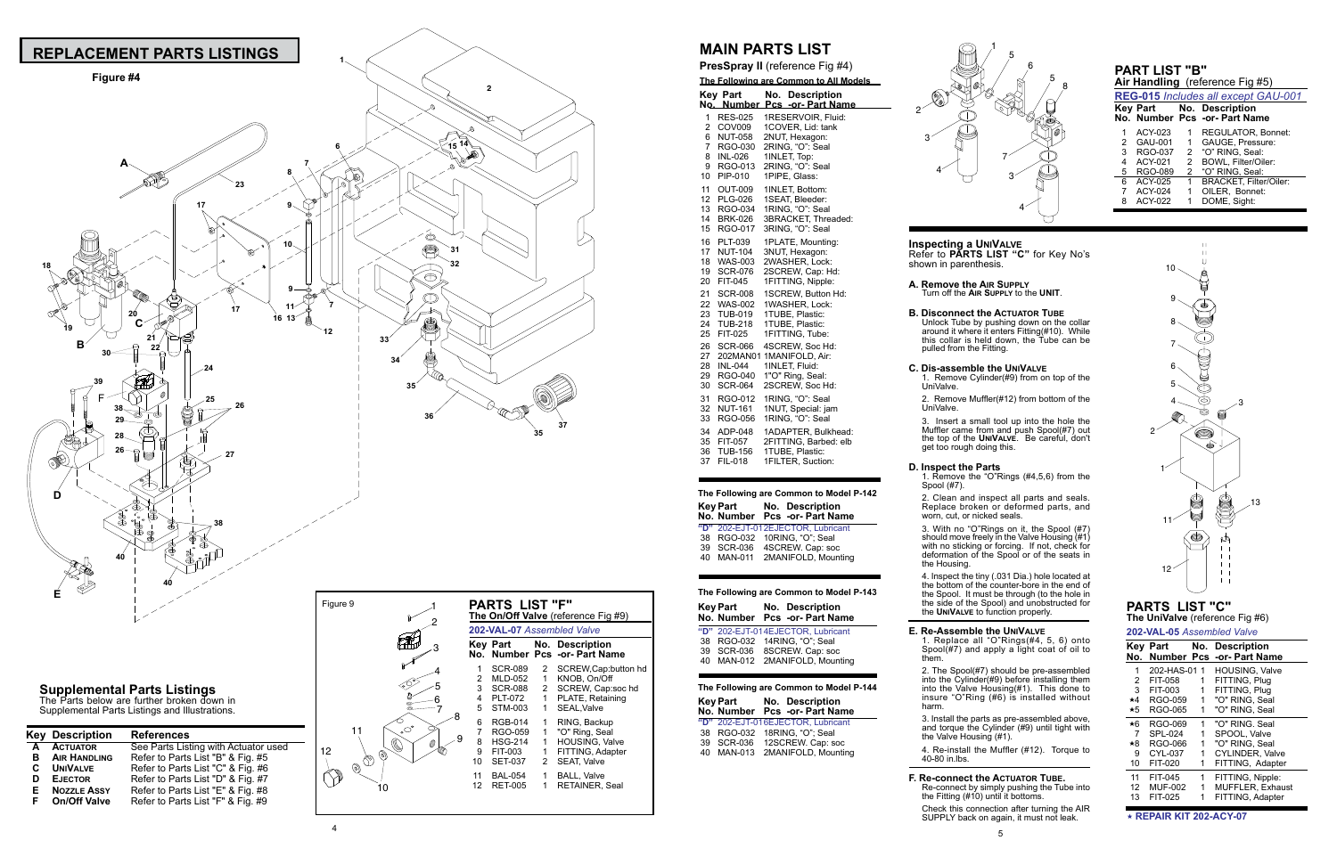# REPLACEMENT PARTS LISTINGS

Figure #4

## Supplemental Parts Listings

The Parts below are further broken down in Supplemental Parts Listings and Illustrations.

| Key | Description | References |
|---|---|---|
| A | ACTUATOR | See Parts Listing with Actuator used |
| B | AIR HANDLING | Refer to Parts List "B" & Fig. #5 |
| C | UNIVALVE | Refer to Parts List "C" & Fig. #6 |
| D | EJECTOR | Refer to Parts List "D" & Fig. #7 |
| E | NOZZLE ASSY | Refer to Parts List "E" & Fig. #8 |
| F | On/Off Valve | Refer to Parts List "F" & Fig. #9 |

Figure 9

## PARTS LIST "F"

**The On/Off Valve** (reference Fig #9)

*202-VAL-07 Assembled Valve*

| Key No. | Part Number | No. Pcs | Description -or- Part Name |
|---|---|---|---|
| 1 | SCR-089 | 2 | SCREW,Cap:button hd |
| 2 | MLD-052 | 1 | KNOB, On/Off |
| 3 | SCR-088 | 2 | SCREW, Cap:soc hd |
| 4 | PLT-072 | 1 | PLATE, Retaining |
| 5 | STM-003 | 1 | SEAL,Valve |
| 6 | RGB-014 | 1 | RING, Backup |
| 7 | RGO-059 | 1 | "O" Ring, Seal |
| 8 | HSG-214 | 1 | HOUSING, Valve |
| 9 | FIT-003 | 1 | FITTING, Adapter |
| 10 | SET-037 | 2 | SEAT, Valve |
| 11 | BAL-054 | 1 | BALL, Valve |
| 12 | RET-005 | 1 | RETAINER, Seal |

# MAIN PARTS LIST

**PresSpray II** (reference Fig #4)

**The Following are Common to All Models**

| Key No. | Part Number | No. Pcs | Description -or- Part Name |
|---|---|---|---|
| 1 | RES-025 | 1 | RESERVOIR, Fluid: |
| 2 | COV009 | 1 | COVER, Lid: tank |
| 6 | NUT-058 | 2 | NUT, Hexagon: |
| 7 | RGO-030 | 2 | RING, "O": Seal |
| 8 | INL-026 | 1 | INLET, Top: |
| 9 | RGO-013 | 2 | RING, "O": Seal |
| 10 | PIP-010 | 1 | PIPE, Glass: |
| 11 | OUT-009 | 1 | INLET, Bottom: |
| 12 | PLG-026 | 1 | SEAT, Bleeder: |
| 13 | RGO-034 | 1 | RING, "O": Seal |
| 14 | BRK-026 | 3 | BRACKET, Threaded: |
| 15 | RGO-017 | 3 | RING, "O": Seal |
| 16 | PLT-039 | 1 | PLATE, Mounting: |
| 17 | NUT-104 | 3 | NUT, Hexagon: |
| 18 | WAS-003 | 2 | WASHER, Lock: |
| 19 | SCR-076 | 2 | SCREW, Cap: Hd: |
| 20 | FIT-045 | 1 | FITTING, Nipple: |
| 21 | SCR-008 | 1 | SCREW, Button Hd: |
| 22 | WAS-002 | 1 | WASHER, Lock: |
| 23 | TUB-019 | 1 | TUBE, Plastic: |
| 24 | TUB-218 | 1 | TUBE, Plastic: |
| 25 | FIT-025 | 1 | FITTING, Tube: |
| 26 | SCR-066 | 4 | SCREW, Soc Hd: |
| 27 | 202MAN01 | 1 | MANIFOLD, Air: |
| 28 | INL-044 | 1 | INLET, Fluid: |
| 29 | RGO-040 | 1 | "O" Ring, Seal: |
| 30 | SCR-064 | 2 | SCREW, Soc Hd: |
| 31 | RGO-012 | 1 | RING, "O": Seal |
| 32 | NUT-161 | 1 | NUT, Special: jam |
| 33 | RGO-056 | 1 | RING, "O": Seal |
| 34 | ADP-048 | 1 | ADAPTER, Bulkhead: |
| 35 | FIT-057 | 2 | FITTING, Barbed: elb |
| 36 | TUB-156 | 1 | TUBE, Plastic: |
| 37 | FIL-018 | 1 | FILTER, Suction: |

**The Following are Common to Model P-142**

| Key No. | Part Number | No. Pcs | Description -or- Part Name |
|---|---|---|---|
| "D" | 202-EJT-01 | 2 | EJECTOR, Lubricant |
| 38 | RGO-032 | 10 | RING, "O"; Seal |
| 39 | SCR-036 | 4 | SCREW. Cap: soc |
| 40 | MAN-011 | 2 | MANIFOLD, Mounting |

**The Following are Common to Model P-143**

| Key No. | Part Number | No. Pcs | Description -or- Part Name |
|---|---|---|---|
| "D" | 202-EJT-01 | 4 | EJECTOR, Lubricant |
| 38 | RGO-032 | 14 | RING, "O"; Seal |
| 39 | SCR-036 | 8 | SCREW. Cap: soc |
| 40 | MAN-012 | 2 | MANIFOLD, Mounting |

**The Following are Common to Model P-144**

| Key No. | Part Number | No. Pcs | Description -or- Part Name |
|---|---|---|---|
| "D" | 202-EJT-01 | 6 | EJECTOR, Lubricant |
| 38 | RGO-032 | 18 | RING, "O"; Seal |
| 39 | SCR-036 | 12 | SCREW. Cap: soc |
| 40 | MAN-013 | 2 | MANIFOLD, Mounting |

## Inspecting a UniValve

Refer to **PARTS LIST "C"** for Key No's shown in parenthesis.

**A. Remove the Air Supply**
Turn off the **AIR SUPPLY** to the **UNIT**.

**B. Disconnect the Actuator Tube**
Unlock Tube by pushing down on the collar around it where it enters Fitting(#10). While this collar is held down, the Tube can be pulled from the Fitting.

**C. Dis-assemble the UniValve**
1. Remove Cylinder(#9) from on top of the UniValve.

2. Remove Muffler(#12) from bottom of the UniValve.

3. Insert a small tool up into the hole the Muffler came from and push Spool(#7) out the top of the **UNIVALVE**. Be careful, don't get too rough doing this.

**D. Inspect the Parts**
1. Remove the "O"Rings (#4,5,6) from the Spool (#7).

2. Clean and inspect all parts and seals. Replace broken or deformed parts, and worn, cut, or nicked seals.

3. With no "O"Rings on it, the Spool (#7) should move freely in the Valve Housing (#1) with no sticking or forcing. If not, check for deformation of the Spool or of the seats in the Housing.

4. Inspect the tiny (.031 Dia.) hole located at the bottom of the counter-bore in the end of the Spool. It must be through (to the hole in the side of the Spool) and unobstructed for the **UNIVALVE** to function properly.

**E. Re-Assemble the UniValve**
1. Replace all "O"Rings(#4, 5, 6) onto Spool(#7) and apply a light coat of oil to them.

2. The Spool(#7) should be pre-assembled into the Cylinder(#9) before installing them into the Valve Housing(#1). This done to insure "O"Ring (#6) is installed without harm.

3. Install the parts as pre-assembled above, and torque the Cylinder (#9) until tight with the Valve Housing (#1).

4. Re-install the Muffler (#12). Torque to 40-80 in.lbs.

**F. Re-connect the Actuator Tube.**
Re-connect by simply pushing the Tube into the Fitting (#10) until it bottoms.

Check this connection after turning the AIR SUPPLY back on again, it must not leak.

## PART LIST "B"

**Air Handling** (reference Fig #5)

*REG-015 Includes all except GAU-001*

| Key No. | Part Number | No. Pcs | Description -or- Part Name |
|---|---|---|---|
| 1 | ACY-023 | 1 | REGULATOR, Bonnet: |
| 2 | GAU-001 | 1 | GAUGE, Pressure: |
| 3 | RGO-037 | 2 | "O" RING, Seal: |
| 4 | ACY-021 | 2 | BOWL, Filter/Oiler: |
| 5 | RGO-089 | 2 | "O" RING, Seal: |
| 6 | ACY-025 | 1 | BRACKET, Filter/Oiler: |
| 7 | ACY-024 | 1 | OILER, Bonnet: |
| 8 | ACY-022 | 1 | DOME, Sight: |

## PARTS LIST "C"

**The UniValve** (reference Fig #6)

*202-VAL-05 Assembled Valve*

| Key No. | Part Number | No. Pcs | Description -or- Part Name |
|---|---|---|---|
| 1 | 202-HAS-01 | 1 | HOUSING, Valve |
| 2 | FIT-058 | 1 | FITTING, Plug |
| 3 | FIT-003 | 1 | FITTING, Plug |
| *4 | RGO-059 | 1 | "O" RING, Seal |
| *5 | RGO-065 | 1 | "O" RING, Seal |
| *6 | RGO-069 | 1 | "O" RING. Seal |
| 7 | SPL-024 | 1 | SPOOL, Valve |
| *8 | RGO-066 | 1 | "O" RING, Seal |
| 9 | CYL-037 | 1 | CYLINDER, Valve |
| 10 | FIT-020 | 1 | FITTING, Adapter |
| 11 | FIT-045 | 1 | FITTING, Nipple: |
| 12 | MUF-002 | 1 | MUFFLER, Exhaust |
| 13 | FIT-025 | 1 | FITTING, Adapter |

**\* REPAIR KIT 202-ACY-07**